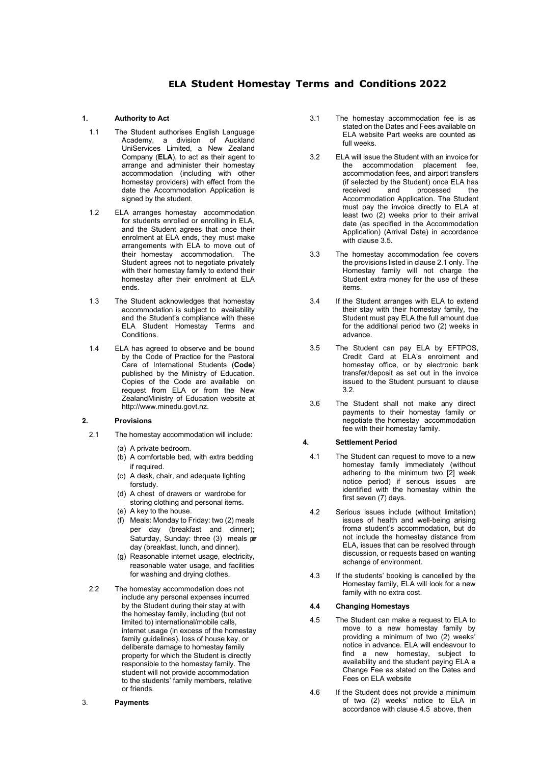# ELA Student Homestay Terms and Conditions 2022

## 1. Authority to Act

1.1 The Student authorises English Language Academy, a division of Auckland UniServices Limited, a New Zealand Company (**ELA**), to act as their agent to arrange and administer their homestay accommodation (including with other homestay providers) with effect from the date the Accommodation Application is signed by the student.

1.2 ELA arranges homestay accommodation for students enrolled or enrolling in ELA, and the Student agrees that once their enrolment at ELA ends, they must make arrangements with ELA to move out of their homestay accommodation. The Student agrees not to negotiate privately with their homestay family to extend their homestay after their enrolment at ELA ends.

1.3 The Student acknowledges that homestay accommodation is subject to availability and the Student's compliance with these ELA Student Homestay Terms and Conditions.

1.4 ELA has agreed to observe and be bound by the Code of Practice for the Pastoral Care of International Students (**Code**) published by the Ministry of Education. Copies of the Code are available on request from ELA or from the New ZealandMinistry of Education website at http://www.minedu.govt.nz.

## 2. Provisions

2.1 The homestay accommodation will include:

(a) A private bedroom.
(b) A comfortable bed, with extra bedding if required.
(c) A desk, chair, and adequate lighting forstudy.
(d) A chest of drawers or wardrobe for storing clothing and personal items.
(e) A key to the house.
(f) Meals: Monday to Friday: two (2) meals per day (breakfast and dinner); Saturday, Sunday: three (3) meals per day (breakfast, lunch, and dinner).
(g) Reasonable internet usage, electricity, reasonable water usage, and facilities for washing and drying clothes.

2.2 The homestay accommodation does not include any personal expenses incurred by the Student during their stay at with the homestay family, including (but not limited to) international/mobile calls, internet usage (in excess of the homestay family guidelines), loss of house key, or deliberate damage to homestay family property for which the Student is directly responsible to the homestay family. The student will not provide accommodation to the students' family members, relative or friends.

## 3. Payments

3.1 The homestay accommodation fee is as stated on the Dates and Fees available on ELA website Part weeks are counted as full weeks.

3.2 ELA will issue the Student with an invoice for the accommodation placement fee, accommodation fees, and airport transfers (if selected by the Student) once ELA has received and processed the Accommodation Application. The Student must pay the invoice directly to ELA at least two (2) weeks prior to their arrival date (as specified in the Accommodation Application) (Arrival Date) in accordance with clause 3.5.

3.3 The homestay accommodation fee covers the provisions listed in clause 2.1 only. The Homestay family will not charge the Student extra money for the use of these items.

3.4 If the Student arranges with ELA to extend their stay with their homestay family, the Student must pay ELA the full amount due for the additional period two (2) weeks in advance.

3.5 The Student can pay ELA by EFTPOS, Credit Card at ELA's enrolment and homestay office, or by electronic bank transfer/deposit as set out in the invoice issued to the Student pursuant to clause 3.2.

3.6 The Student shall not make any direct payments to their homestay family or negotiate the homestay accommodation fee with their homestay family.

## 4. Settlement Period

4.1 The Student can request to move to a new homestay family immediately (without adhering to the minimum two [2] week notice period) if serious issues are identified with the homestay within the first seven (7) days.

4.2 Serious issues include (without limitation) issues of health and well-being arising froma student's accommodation, but do not include the homestay distance from ELA, issues that can be resolved through discussion, or requests based on wanting achange of environment.

4.3 If the students' booking is cancelled by the Homestay family, ELA will look for a new family with no extra cost.

### 4.4 Changing Homestays

4.5 The Student can make a request to ELA to move to a new homestay family by providing a minimum of two (2) weeks' notice in advance. ELA will endeavour to find a new homestay, subject to availability and the student paying ELA a Change Fee as stated on the Dates and Fees on ELA website

4.6 If the Student does not provide a minimum of two (2) weeks' notice to ELA in accordance with clause 4.5 above, then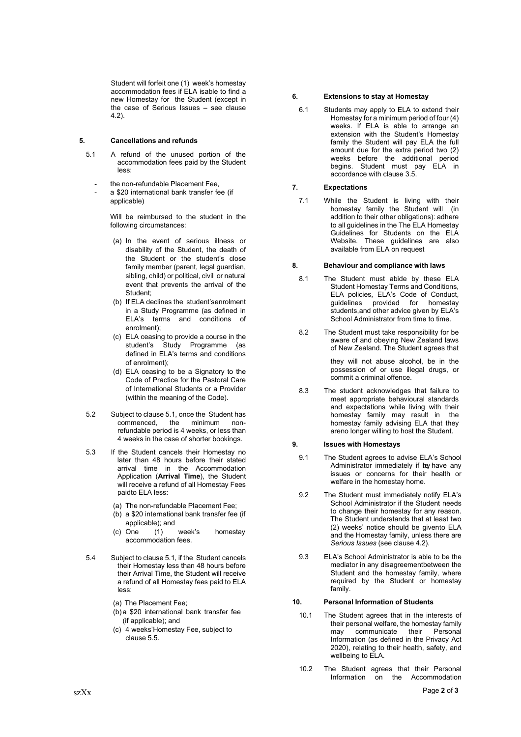Student will forfeit one (1) week's homestay accommodation fees if ELA isable to find a new Homestay for the Student (except in the case of Serious Issues – see clause 4.2).

## 5. Cancellations and refunds

5.1 A refund of the unused portion of the accommodation fees paid by the Student less:

- the non-refundable Placement Fee,
- a $20 international bank transfer fee (if applicable)

Will be reimbursed to the student in the following circumstances:

(a) In the event of serious illness or disability of the Student, the death of the Student or the student's close family member (parent, legal guardian, sibling, child) or political, civil or natural event that prevents the arrival of the Student;

(b) If ELA declines the student'senrolment in a Study Programme (as defined in ELA's terms and conditions of enrolment);

(c) ELA ceasing to provide a course in the student's Study Programme (as defined in ELA's terms and conditions of enrolment);

(d) ELA ceasing to be a Signatory to the Code of Practice for the Pastoral Care of International Students or a Provider (within the meaning of the Code).

5.2 Subject to clause 5.1, once the Student has commenced, the minimum non-refundable period is 4 weeks, or less than 4 weeks in the case of shorter bookings.

5.3 If the Student cancels their Homestay no later than 48 hours before their stated arrival time in the Accommodation Application (**Arrival Time**), the Student will receive a refund of all Homestay Fees paidto ELA less:

(a) The non-refundable Placement Fee;
(b) a $20 international bank transfer fee (if applicable); and
(c) One (1) week's homestay accommodation fees.

5.4 Subject to clause 5.1, if the Student cancels their Homestay less than 48 hours before their Arrival Time, the Student will receive a refund of all Homestay fees paid to ELA less:

(a) The Placement Fee;
(b) a $20 international bank transfer fee (if applicable); and
(c) 4 weeks'Homestay Fee, subject to clause 5.5.

## 6. Extensions to stay at Homestay

6.1 Students may apply to ELA to extend their Homestay for a minimum period of four (4) weeks. If ELA is able to arrange an extension with the Student's Homestay family the Student will pay ELA the full amount due for the extra period two (2) weeks before the additional period begins. Student must pay ELA in accordance with clause 3.5.

## 7. Expectations

7.1 While the Student is living with their homestay family the Student will (in addition to their other obligations): adhere to all guidelines in the The ELA Homestay Guidelines for Students on the ELA Website. These guidelines are also available from ELA on request

## 8. Behaviour and compliance with laws

8.1 The Student must abide by these ELA Student Homestay Terms and Conditions, ELA policies, ELA's Code of Conduct, guidelines provided for homestay students,and other advice given by ELA's School Administrator from time to time.

8.2 The Student must take responsibility for be aware of and obeying New Zealand laws of New Zealand. The Student agrees that

they will not abuse alcohol, be in the possession of or use illegal drugs, or commit a criminal offence.

8.3 The student acknowledges that failure to meet appropriate behavioural standards and expectations while living with their homestay family may result in the homestay family advising ELA that they areno longer willing to host the Student.

## 9. Issues with Homestays

9.1 The Student agrees to advise ELA's School Administrator immediately if tey have any issues or concerns for their health or welfare in the homestay home.

9.2 The Student must immediately notify ELA's School Administrator if the Student needs to change their homestay for any reason. The Student understands that at least two (2) weeks' notice should be givento ELA and the Homestay family, unless there are *Serious Issues* (see clause 4.2).

9.3 ELA's School Administrator is able to be the mediator in any disagreementbetween the Student and the homestay family, where required by the Student or homestay family.

## 10. Personal Information of Students

10.1 The Student agrees that in the interests of their personal welfare, the homestay family may communicate their Personal Information (as defined in the Privacy Act 2020), relating to their health, safety, and wellbeing to ELA.

10.2 The Student agrees that their Personal Information on the Accommodation

szXx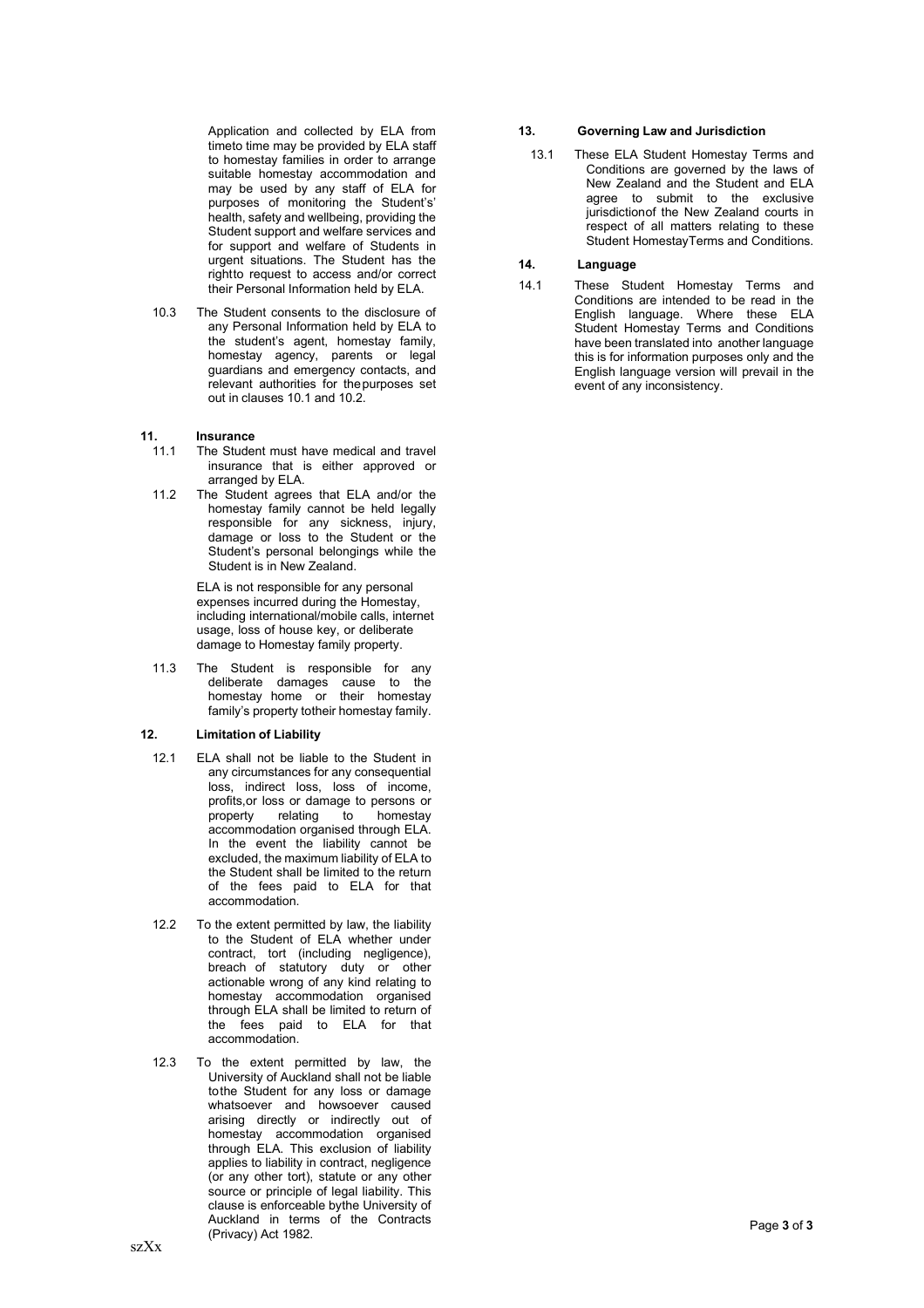Application and collected by ELA from timeto time may be provided by ELA staff to homestay families in order to arrange suitable homestay accommodation and may be used by any staff of ELA for purposes of monitoring the Student's' health, safety and wellbeing, providing the Student support and welfare services and for support and welfare of Students in urgent situations. The Student has the rightto request to access and/or correct their Personal Information held by ELA.

10.3 The Student consents to the disclosure of any Personal Information held by ELA to the student's agent, homestay family, homestay agency, parents or legal guardians and emergency contacts, and relevant authorities for thepurposes set out in clauses 10.1 and 10.2.

## 11. Insurance

11.1 The Student must have medical and travel insurance that is either approved or arranged by ELA.

11.2 The Student agrees that ELA and/or the homestay family cannot be held legally responsible for any sickness, injury, damage or loss to the Student or the Student's personal belongings while the Student is in New Zealand.

ELA is not responsible for any personal expenses incurred during the Homestay, including international/mobile calls, internet usage, loss of house key, or deliberate damage to Homestay family property.

11.3 The Student is responsible for any deliberate damages cause to the homestay home or their homestay family's property totheir homestay family.

## 12. Limitation of Liability

12.1 ELA shall not be liable to the Student in any circumstances for any consequential loss, indirect loss, loss of income, profits,or loss or damage to persons or property relating to homestay accommodation organised through ELA. In the event the liability cannot be excluded, the maximum liability of ELA to the Student shall be limited to the return of the fees paid to ELA for that accommodation.

12.2 To the extent permitted by law, the liability to the Student of ELA whether under contract, tort (including negligence), breach of statutory duty or other actionable wrong of any kind relating to homestay accommodation organised through ELA shall be limited to return of the fees paid to ELA for that accommodation.

12.3 To the extent permitted by law, the University of Auckland shall not be liable tothe Student for any loss or damage whatsoever and howsoever caused arising directly or indirectly out of homestay accommodation organised through ELA. This exclusion of liability applies to liability in contract, negligence (or any other tort), statute or any other source or principle of legal liability. This clause is enforceable bythe University of Auckland in terms of the Contracts (Privacy) Act 1982.

## 13. Governing Law and Jurisdiction

13.1 These ELA Student Homestay Terms and Conditions are governed by the laws of New Zealand and the Student and ELA agree to submit to the exclusive jurisdictionof the New Zealand courts in respect of all matters relating to these Student HomestayTerms and Conditions.

## 14. Language

14.1 These Student Homestay Terms and Conditions are intended to be read in the English language. Where these ELA Student Homestay Terms and Conditions have been translated into another language this is for information purposes only and the English language version will prevail in the event of any inconsistency.

szXx